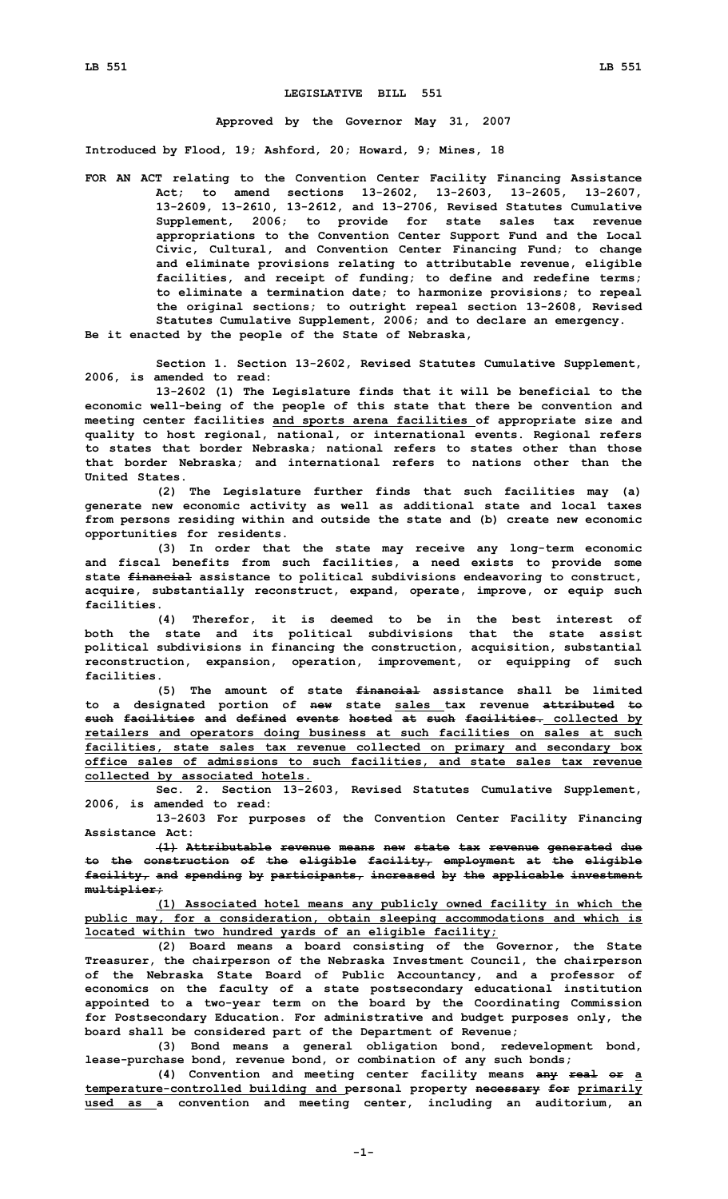# LEGISLATIVE BILL 551

**Approved by the Governor May 31, 2007**

**Introduced by Flood, 19; Ashford, 20; Howard, 9; Mines, 18**

**FOR AN ACT relating to the Convention Center Facility Financing Assistance Act; to amend sections 13-2602, 13-2603, 13-2605, 13-2607, 13-2609, 13-2610, 13-2612, and 13-2706, Revised Statutes Cumulative Supplement, 2006; to provide for state sales tax revenue appropriations to the Convention Center Support Fund and the Local Civic, Cultural, and Convention Center Financing Fund; to change and eliminate provisions relating to attributable revenue, eligible facilities, and receipt of funding; to define and redefine terms; to eliminate a termination date; to harmonize provisions; to repeal the original sections; to outright repeal section 13-2608, Revised Statutes Cumulative Supplement, 2006; and to declare an emergency.**

**Be it enacted by the people of the State of Nebraska,**

**Section 1. Section 13-2602, Revised Statutes Cumulative Supplement, 2006, is amended to read:**

**13-2602 (1) The Legislature finds that it will be beneficial to the economic well-being of the people of this state that there be convention and meeting center facilities <u>and sports arena facilities</u> of appropriate size and quality to host regional, national, or international events. Regional refers to states that border Nebraska; national refers to states other than those that border Nebraska; and international refers to nations other than the United States.**

**(2) The Legislature further finds that such facilities may (a) generate new economic activity as well as additional state and local taxes from persons residing within and outside the state and (b) create new economic opportunities for residents.**

**(3) In order that the state may receive any long-term economic and fiscal benefits from such facilities, a need exists to provide some state ~~financial~~ assistance to political subdivisions endeavoring to construct, acquire, substantially reconstruct, expand, operate, improve, or equip such facilities.**

**(4) Therefor, it is deemed to be in the best interest of both the state and its political subdivisions that the state assist political subdivisions in financing the construction, acquisition, substantial reconstruction, expansion, operation, improvement, or equipping of such facilities.**

**(5) The amount of state ~~financial~~ assistance shall be limited to a designated portion of ~~new~~ state <u>sales</u> tax revenue ~~attributed to such facilities and defined events hosted at such facilities.~~ <u>collected by retailers and operators doing business at such facilities on sales at such facilities, state sales tax revenue collected on primary and secondary box office sales of admissions to such facilities, and state sales tax revenue collected by associated hotels.</u>**

**Sec. 2. Section 13-2603, Revised Statutes Cumulative Supplement, 2006, is amended to read:**

**13-2603 For purposes of the Convention Center Facility Financing Assistance Act:**

**~~(1) Attributable revenue means new state tax revenue generated due to the construction of the eligible facility, employment at the eligible facility, and spending by participants, increased by the applicable investment multiplier;~~**

**<u>(1) Associated hotel means any publicly owned facility in which the public may, for a consideration, obtain sleeping accommodations and which is located within two hundred yards of an eligible facility;</u>**

**(2) Board means a board consisting of the Governor, the State Treasurer, the chairperson of the Nebraska Investment Council, the chairperson of the Nebraska State Board of Public Accountancy, and a professor of economics on the faculty of a state postsecondary educational institution appointed to a two-year term on the board by the Coordinating Commission for Postsecondary Education. For administrative and budget purposes only, the board shall be considered part of the Department of Revenue;**

**(3) Bond means a general obligation bond, redevelopment bond, lease-purchase bond, revenue bond, or combination of any such bonds;**

**(4) Convention and meeting center facility means ~~any real or~~ <u>a temperature-controlled building and</u> personal property ~~necessary for~~ <u>primarily used as</u> a convention and meeting center, including an auditorium, an**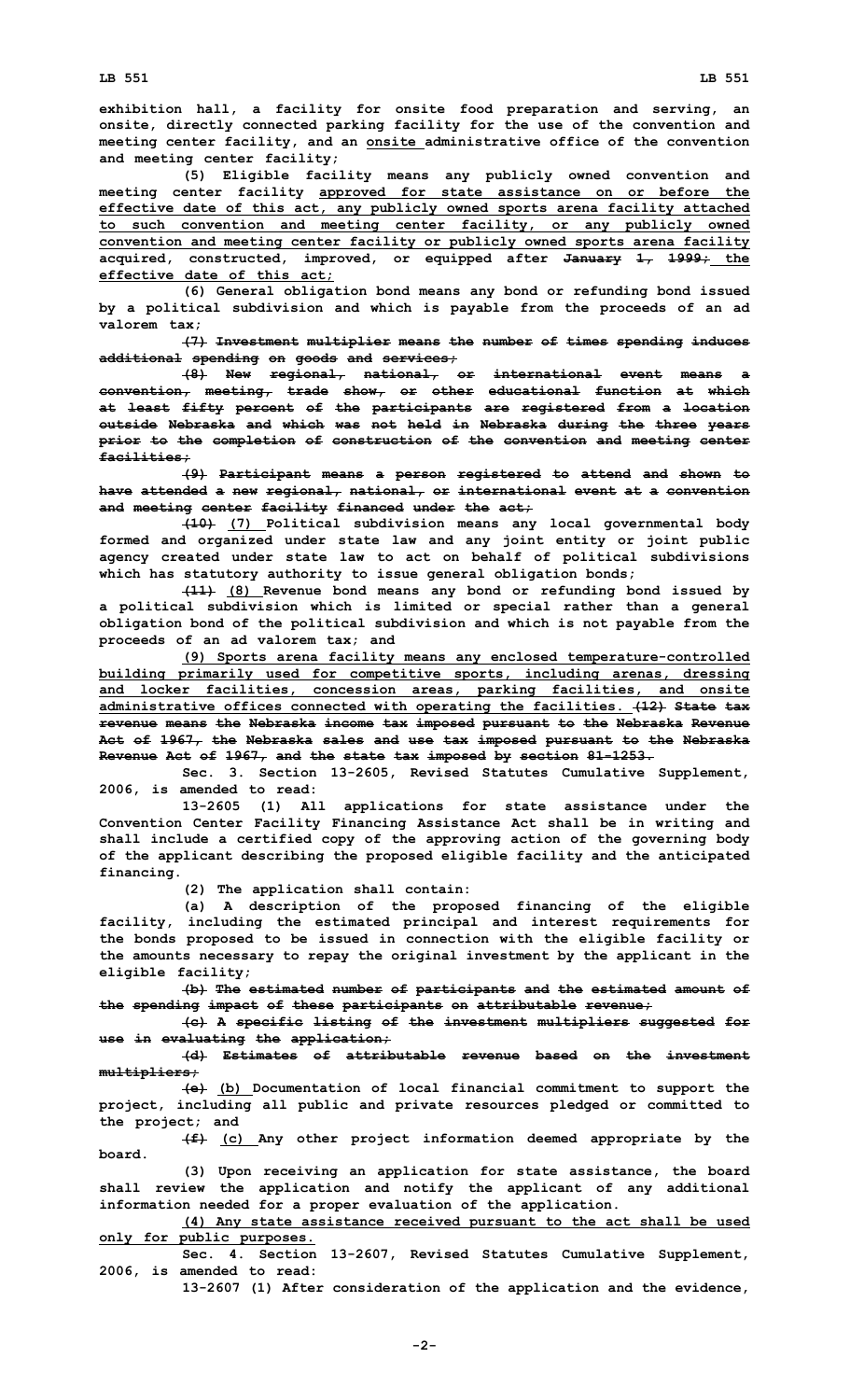exhibition hall, a facility for onsite food preparation and serving, an onsite, directly connected parking facility for the use of the convention and meeting center facility, and an onsite administrative office of the convention and meeting center facility;

(5) Eligible facility means any publicly owned convention and meeting center facility approved for state assistance on or before the effective date of this act, any publicly owned sports arena facility attached to such convention and meeting center facility, or any publicly owned convention and meeting center facility or publicly owned sports arena facility acquired, constructed, improved, or equipped after ~~January 1, 1999;~~ the effective date of this act;

(6) General obligation bond means any bond or refunding bond issued by a political subdivision and which is payable from the proceeds of an ad valorem tax;

~~(7) Investment multiplier means the number of times spending induces additional spending on goods and services;~~

~~(8) New regional, national, or international event means a convention, meeting, trade show, or other educational function at which at least fifty percent of the participants are registered from a location outside Nebraska and which was not held in Nebraska during the three years prior to the completion of construction of the convention and meeting center facilities;~~

~~(9) Participant means a person registered to attend and shown to have attended a new regional, national, or international event at a convention and meeting center facility financed under the act;~~

~~(10)~~ (7) Political subdivision means any local governmental body formed and organized under state law and any joint entity or joint public agency created under state law to act on behalf of political subdivisions which has statutory authority to issue general obligation bonds;

~~(11)~~ (8) Revenue bond means any bond or refunding bond issued by a political subdivision which is limited or special rather than a general obligation bond of the political subdivision and which is not payable from the proceeds of an ad valorem tax; and

(9) Sports arena facility means any enclosed temperature-controlled building primarily used for competitive sports, including arenas, dressing and locker facilities, concession areas, parking facilities, and onsite administrative offices connected with operating the facilities. ~~(12) State tax revenue means the Nebraska income tax imposed pursuant to the Nebraska Revenue Act of 1967, the Nebraska sales and use tax imposed pursuant to the Nebraska Revenue Act of 1967, and the state tax imposed by section 81-1253.~~

Sec. 3. Section 13-2605, Revised Statutes Cumulative Supplement, 2006, is amended to read:

13-2605 (1) All applications for state assistance under the Convention Center Facility Financing Assistance Act shall be in writing and shall include a certified copy of the approving action of the governing body of the applicant describing the proposed eligible facility and the anticipated financing.

(2) The application shall contain:

(a) A description of the proposed financing of the eligible facility, including the estimated principal and interest requirements for the bonds proposed to be issued in connection with the eligible facility or the amounts necessary to repay the original investment by the applicant in the eligible facility;

~~(b) The estimated number of participants and the estimated amount of the spending impact of these participants on attributable revenue;~~

~~(c) A specific listing of the investment multipliers suggested for use in evaluating the application;~~

~~(d) Estimates of attributable revenue based on the investment multipliers;~~

~~(e)~~ (b) Documentation of local financial commitment to support the project, including all public and private resources pledged or committed to the project; and

~~(f)~~ (c) Any other project information deemed appropriate by the board.

(3) Upon receiving an application for state assistance, the board shall review the application and notify the applicant of any additional information needed for a proper evaluation of the application.

(4) Any state assistance received pursuant to the act shall be used only for public purposes.

Sec. 4. Section 13-2607, Revised Statutes Cumulative Supplement, 2006, is amended to read:

13-2607 (1) After consideration of the application and the evidence,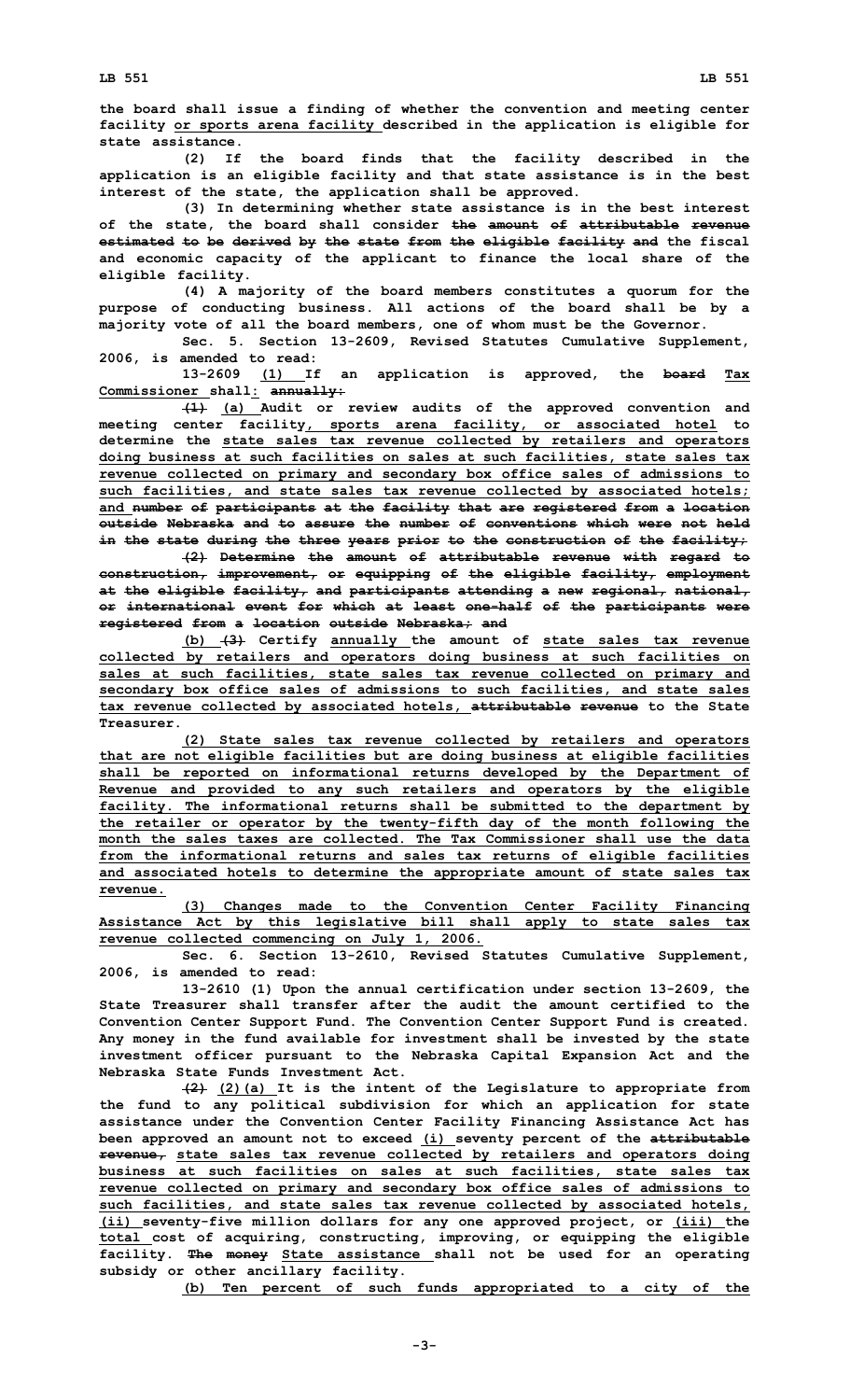the board shall issue a finding of whether the convention and meeting center facility or sports arena facility described in the application is eligible for state assistance.

(2) If the board finds that the facility described in the application is an eligible facility and that state assistance is in the best interest of the state, the application shall be approved.

(3) In determining whether state assistance is in the best interest of the state, the board shall consider the amount of attributable revenue estimated to be derived by the state from the eligible facility and the fiscal and economic capacity of the applicant to finance the local share of the eligible facility.

(4) A majority of the board members constitutes a quorum for the purpose of conducting business. All actions of the board shall be by a majority vote of all the board members, one of whom must be the Governor.

Sec. 5. Section 13-2609, Revised Statutes Cumulative Supplement, 2006, is amended to read:

13-2609 (1) If an application is approved, the board Tax Commissioner shall: annually:

(1) (a) Audit or review audits of the approved convention and meeting center facility, sports arena facility, or associated hotel to determine the state sales tax revenue collected by retailers and operators doing business at such facilities on sales at such facilities, state sales tax revenue collected on primary and secondary box office sales of admissions to such facilities, and state sales tax revenue collected by associated hotels; and number of participants at the facility that are registered from a location outside Nebraska and to assure the number of conventions which were not held in the state during the three years prior to the construction of the facility;

(2) Determine the amount of attributable revenue with regard to construction, improvement, or equipping of the eligible facility, employment at the eligible facility, and participants attending a new regional, national, or international event for which at least one-half of the participants were registered from a location outside Nebraska; and

(b) (3) Certify annually the amount of state sales tax revenue collected by retailers and operators doing business at such facilities on sales at such facilities, state sales tax revenue collected on primary and secondary box office sales of admissions to such facilities, and state sales tax revenue collected by associated hotels, attributable revenue to the State Treasurer.

(2) State sales tax revenue collected by retailers and operators that are not eligible facilities but are doing business at eligible facilities shall be reported on informational returns developed by the Department of Revenue and provided to any such retailers and operators by the eligible facility. The informational returns shall be submitted to the department by the retailer or operator by the twenty-fifth day of the month following the month the sales taxes are collected. The Tax Commissioner shall use the data from the informational returns and sales tax returns of eligible facilities and associated hotels to determine the appropriate amount of state sales tax revenue.

(3) Changes made to the Convention Center Facility Financing Assistance Act by this legislative bill shall apply to state sales tax revenue collected commencing on July 1, 2006.

Sec. 6. Section 13-2610, Revised Statutes Cumulative Supplement, 2006, is amended to read:

13-2610 (1) Upon the annual certification under section 13-2609, the State Treasurer shall transfer after the audit the amount certified to the Convention Center Support Fund. The Convention Center Support Fund is created. Any money in the fund available for investment shall be invested by the state investment officer pursuant to the Nebraska Capital Expansion Act and the Nebraska State Funds Investment Act.

(2) (2)(a) It is the intent of the Legislature to appropriate from the fund to any political subdivision for which an application for state assistance under the Convention Center Facility Financing Assistance Act has been approved an amount not to exceed (i) seventy percent of the attributable revenue, state sales tax revenue collected by retailers and operators doing business at such facilities on sales at such facilities, state sales tax revenue collected on primary and secondary box office sales of admissions to such facilities, and state sales tax revenue collected by associated hotels, (ii) seventy-five million dollars for any one approved project, or (iii) the total cost of acquiring, constructing, improving, or equipping the eligible facility. The money State assistance shall not be used for an operating subsidy or other ancillary facility.

(b) Ten percent of such funds appropriated to a city of the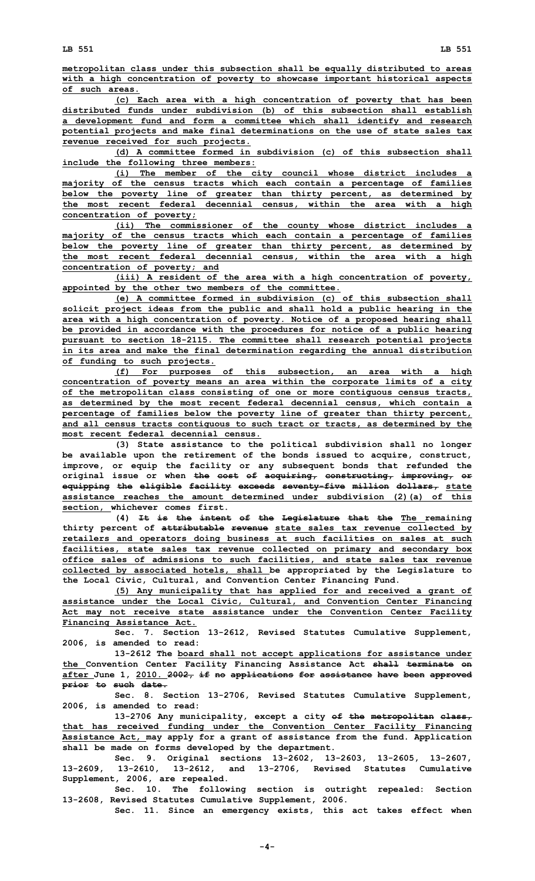metropolitan class under this subsection shall be equally distributed to areas with a high concentration of poverty to showcase important historical aspects of such areas.

(c) Each area with a high concentration of poverty that has been distributed funds under subdivision (b) of this subsection shall establish a development fund and form a committee which shall identify and research potential projects and make final determinations on the use of state sales tax revenue received for such projects.

(d) A committee formed in subdivision (c) of this subsection shall include the following three members:

(i) The member of the city council whose district includes a majority of the census tracts which each contain a percentage of families below the poverty line of greater than thirty percent, as determined by the most recent federal decennial census, within the area with a high concentration of poverty;

(ii) The commissioner of the county whose district includes a majority of the census tracts which each contain a percentage of families below the poverty line of greater than thirty percent, as determined by the most recent federal decennial census, within the area with a high concentration of poverty; and

(iii) A resident of the area with a high concentration of poverty, appointed by the other two members of the committee.

(e) A committee formed in subdivision (c) of this subsection shall solicit project ideas from the public and shall hold a public hearing in the area with a high concentration of poverty. Notice of a proposed hearing shall be provided in accordance with the procedures for notice of a public hearing pursuant to section 18-2115. The committee shall research potential projects in its area and make the final determination regarding the annual distribution of funding to such projects.

(f) For purposes of this subsection, an area with a high concentration of poverty means an area within the corporate limits of a city of the metropolitan class consisting of one or more contiguous census tracts, as determined by the most recent federal decennial census, which contain a percentage of families below the poverty line of greater than thirty percent, and all census tracts contiguous to such tract or tracts, as determined by the most recent federal decennial census.

(3) State assistance to the political subdivision shall no longer be available upon the retirement of the bonds issued to acquire, construct, improve, or equip the facility or any subsequent bonds that refunded the original issue or when ~~the cost of acquiring, constructing, improving, or equipping the eligible facility exceeds seventy-five million dollars,~~ state assistance reaches the amount determined under subdivision (2)(a) of this section, whichever comes first.

(4) ~~It is the intent of the Legislature that the~~ The remaining thirty percent of ~~attributable revenue~~ state sales tax revenue collected by retailers and operators doing business at such facilities on sales at such facilities, state sales tax revenue collected on primary and secondary box office sales of admissions to such facilities, and state sales tax revenue collected by associated hotels, shall be appropriated by the Legislature to the Local Civic, Cultural, and Convention Center Financing Fund.

(5) Any municipality that has applied for and received a grant of assistance under the Local Civic, Cultural, and Convention Center Financing Act may not receive state assistance under the Convention Center Facility Financing Assistance Act.

Sec. 7. Section 13-2612, Revised Statutes Cumulative Supplement, 2006, is amended to read:

13-2612 The board shall not accept applications for assistance under the Convention Center Facility Financing Assistance Act ~~shall terminate on~~ after June 1, 2010. ~~2002, if no applications for assistance have been approved prior to such date.~~

Sec. 8. Section 13-2706, Revised Statutes Cumulative Supplement, 2006, is amended to read:

13-2706 Any municipality, except a city ~~of the metropolitan class,~~ that has received funding under the Convention Center Facility Financing Assistance Act, may apply for a grant of assistance from the fund. Application shall be made on forms developed by the department.

Sec. 9. Original sections 13-2602, 13-2603, 13-2605, 13-2607, 13-2609, 13-2610, 13-2612, and 13-2706, Revised Statutes Cumulative Supplement, 2006, are repealed.

Sec. 10. The following section is outright repealed: Section 13-2608, Revised Statutes Cumulative Supplement, 2006.

Sec. 11. Since an emergency exists, this act takes effect when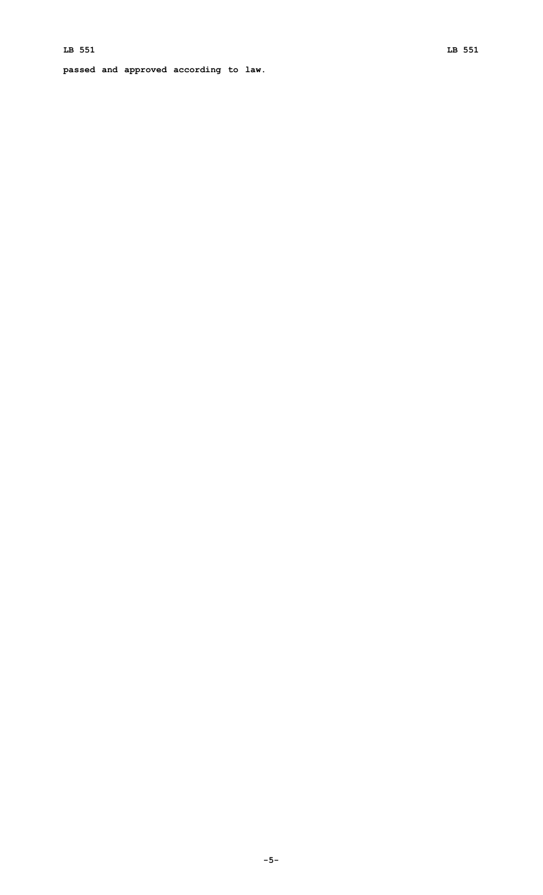passed and approved according to law.